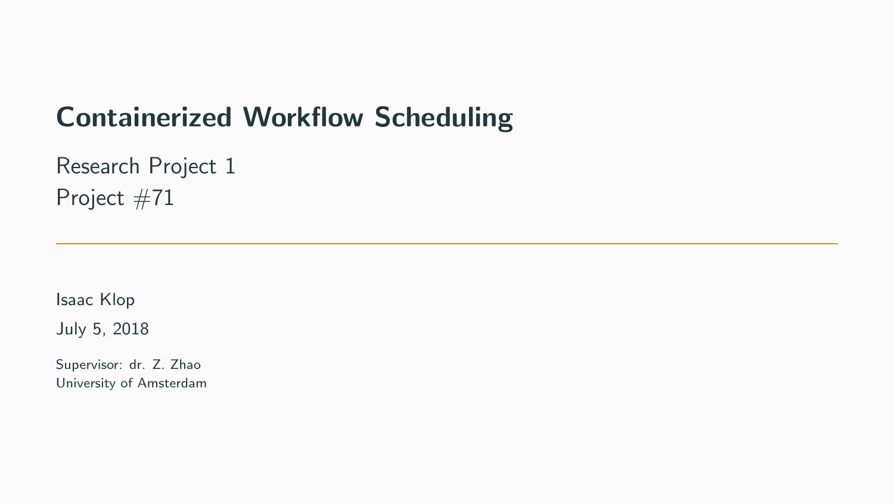# Containerized Workflow Scheduling

Research Project 1
Project #71

---

Isaac Klop

July 5, 2018

Supervisor: dr. Z. Zhao
University of Amsterdam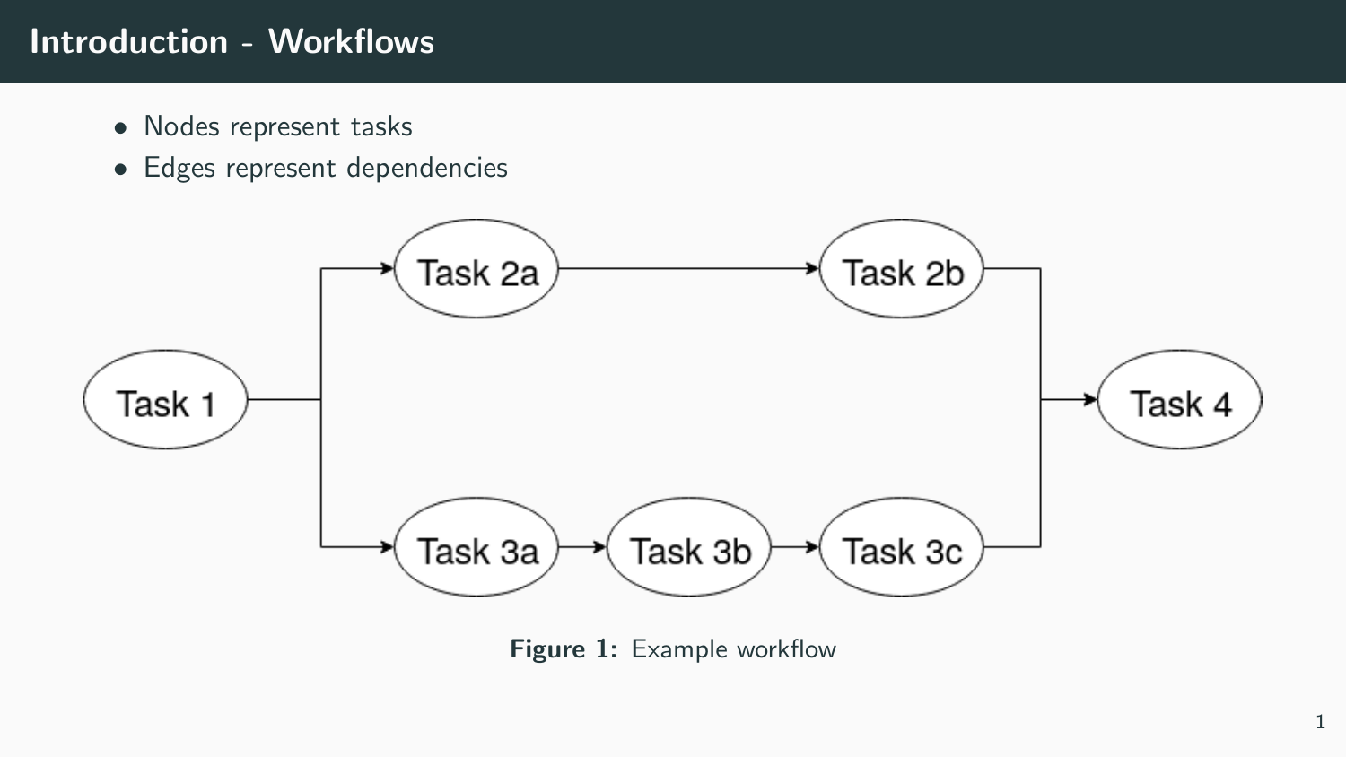# Introduction - Workflows

- Nodes represent tasks
- Edges represent dependencies

Figure 1: Example workflow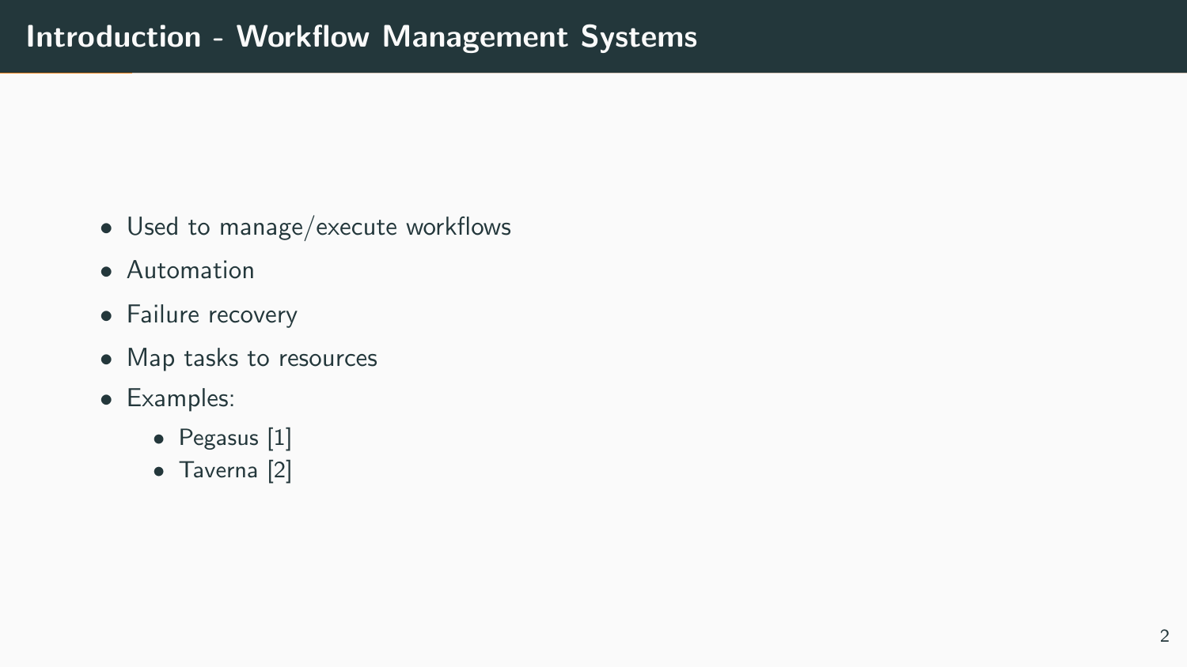# Introduction - Workflow Management Systems

- Used to manage/execute workflows
- Automation
- Failure recovery
- Map tasks to resources
- Examples:
  - Pegasus [1]
  - Taverna [2]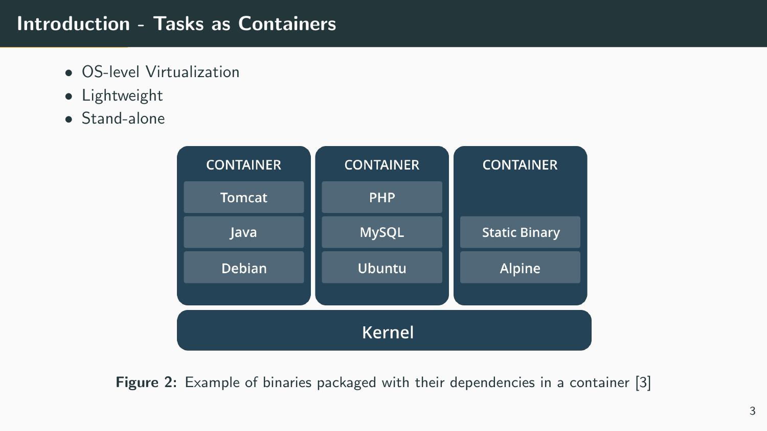# Introduction - Tasks as Containers

- OS-level Virtualization
- Lightweight
- Stand-alone

| CONTAINER | CONTAINER | CONTAINER |
| --- | --- | --- |
| Tomcat | PHP | |
| Java | MySQL | Static Binary |
| Debian | Ubuntu | Alpine |

Kernel

**Figure 2:** Example of binaries packaged with their dependencies in a container [3]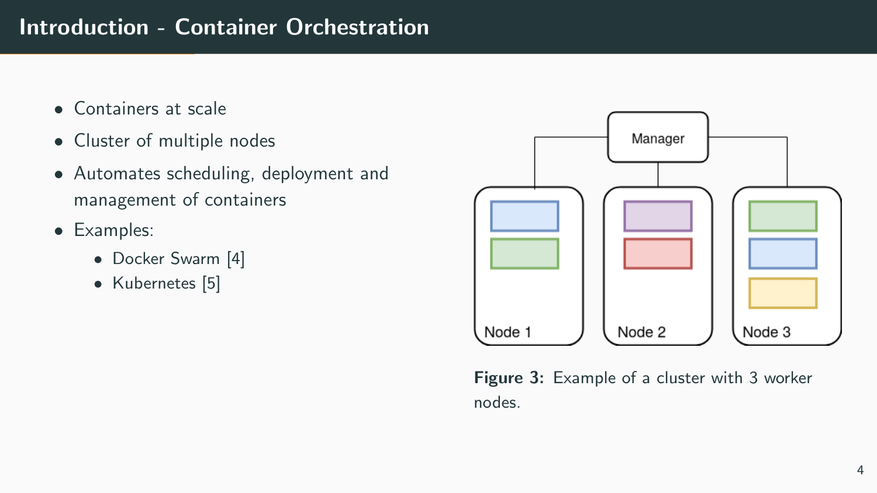# Introduction - Container Orchestration

- Containers at scale
- Cluster of multiple nodes
- Automates scheduling, deployment and management of containers
- Examples:
  - Docker Swarm [4]
  - Kubernetes [5]

**Figure 3:** Example of a cluster with 3 worker nodes.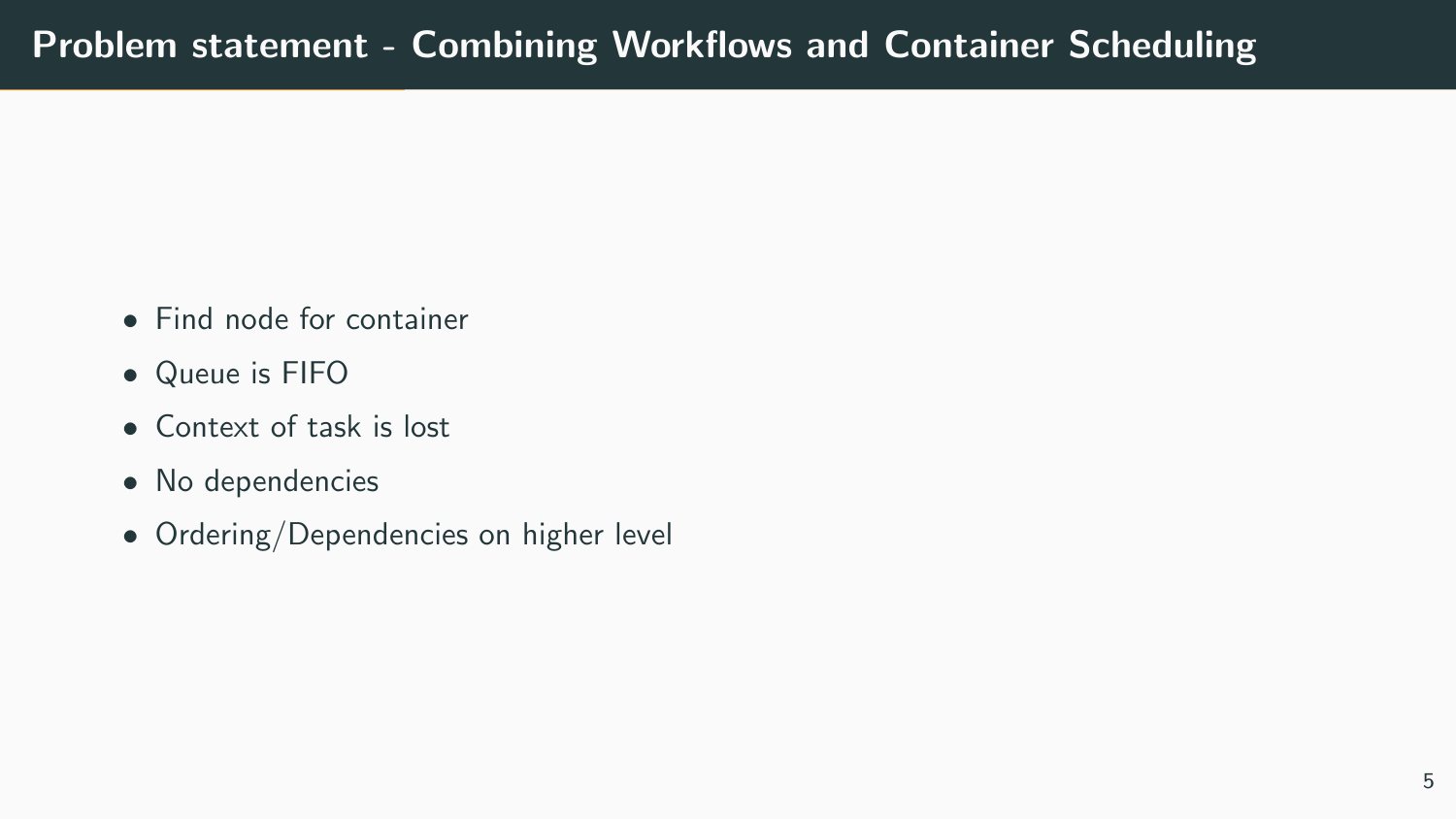# Problem statement - Combining Workflows and Container Scheduling

- Find node for container
- Queue is FIFO
- Context of task is lost
- No dependencies
- Ordering/Dependencies on higher level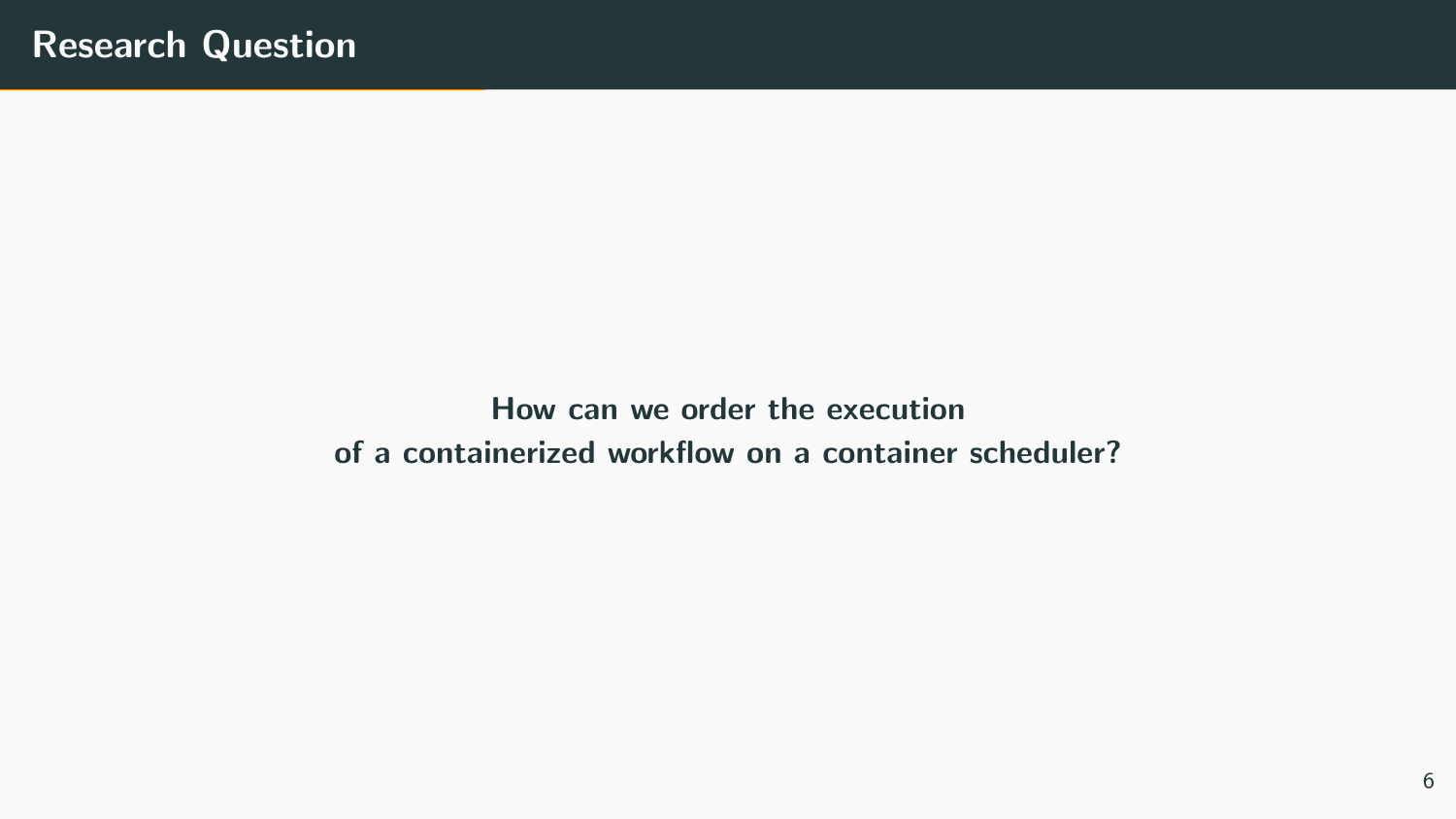# Research Question

**How can we order the execution of a containerized workflow on a container scheduler?**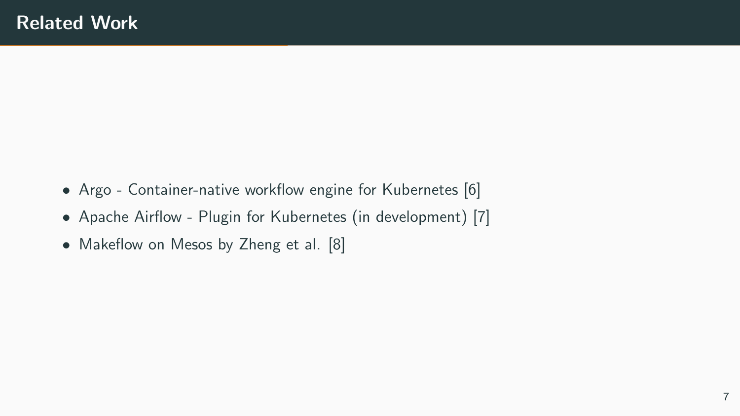# Related Work

- Argo - Container-native workflow engine for Kubernetes [6]
- Apache Airflow - Plugin for Kubernetes (in development) [7]
- Makeflow on Mesos by Zheng et al. [8]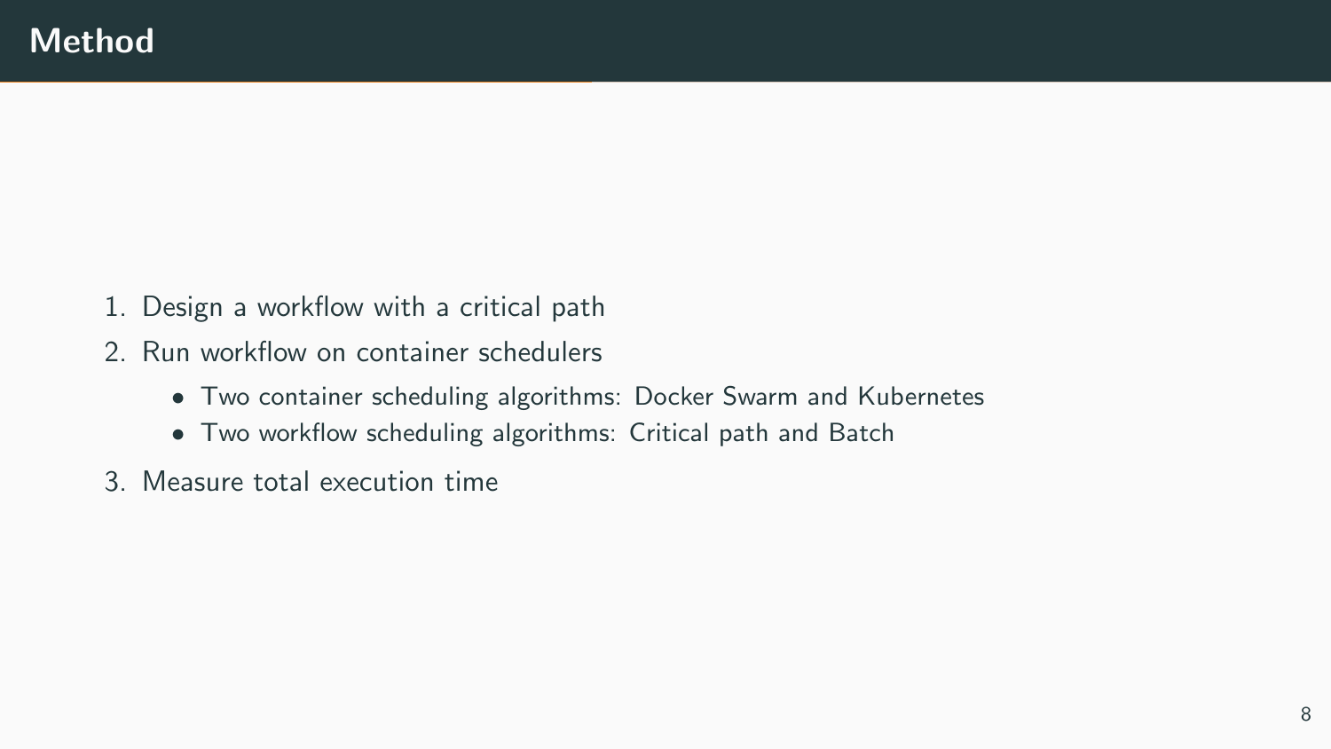# Method

1. Design a workflow with a critical path
2. Run workflow on container schedulers
    - Two container scheduling algorithms: Docker Swarm and Kubernetes
    - Two workflow scheduling algorithms: Critical path and Batch
3. Measure total execution time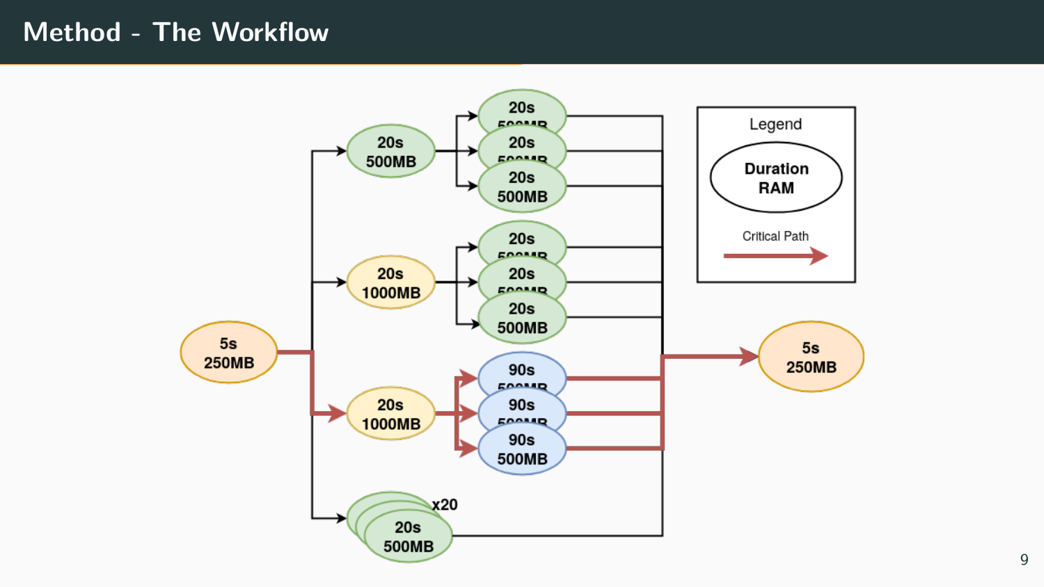# Method - The Workflow

Legend

Duration
RAM

Critical Path

5s
250MB

20s
500MB

20s
500MB

20s
500MB

20s
500MB

20s
1000MB

20s
500MB

20s
500MB

20s
500MB

20s
1000MB

90s
500MB

90s
500MB

90s
500MB

20s
500MB
x20

5s
250MB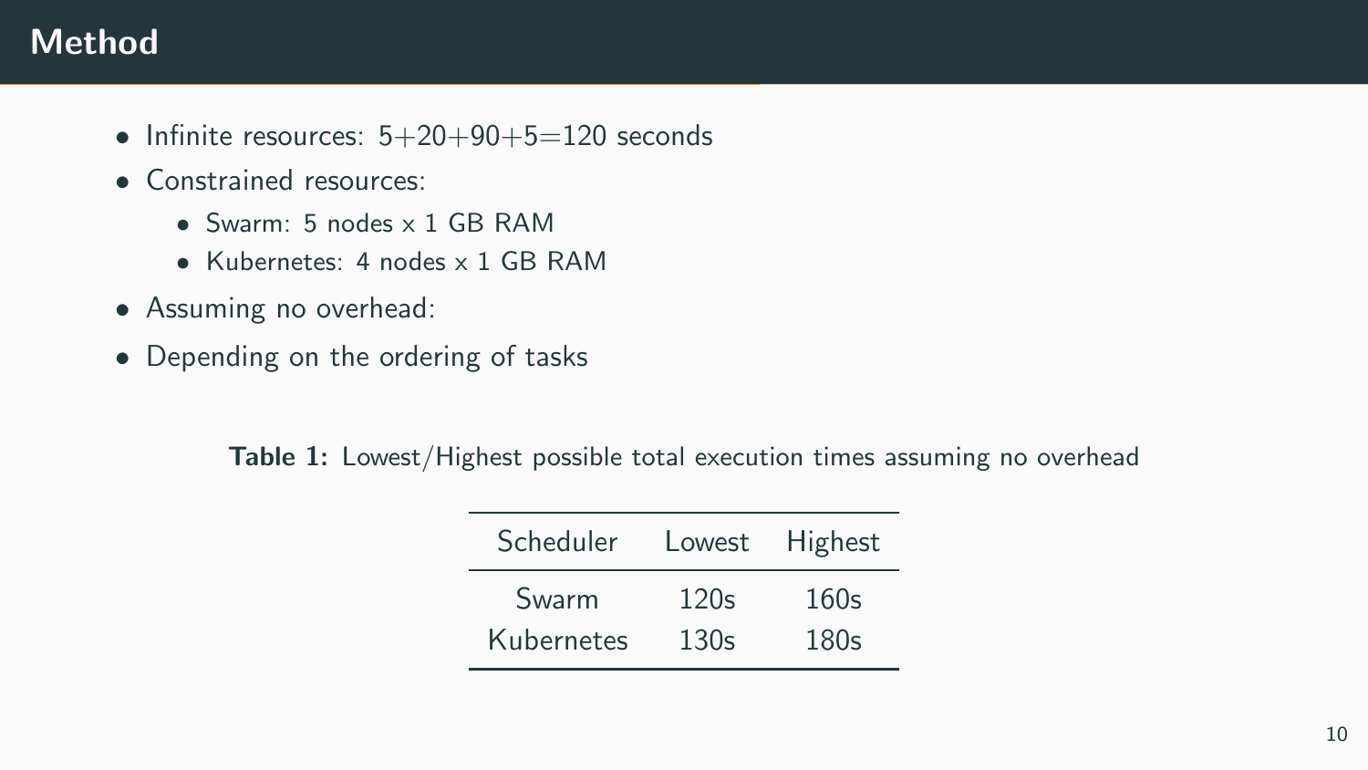# Method

- Infinite resources: 5+20+90+5=120 seconds
- Constrained resources:
  - Swarm: 5 nodes x 1 GB RAM
  - Kubernetes: 4 nodes x 1 GB RAM
- Assuming no overhead:
- Depending on the ordering of tasks

**Table 1:** Lowest/Highest possible total execution times assuming no overhead

| Scheduler | Lowest | Highest |
| --- | --- | --- |
| Swarm | 120s | 160s |
| Kubernetes | 130s | 180s |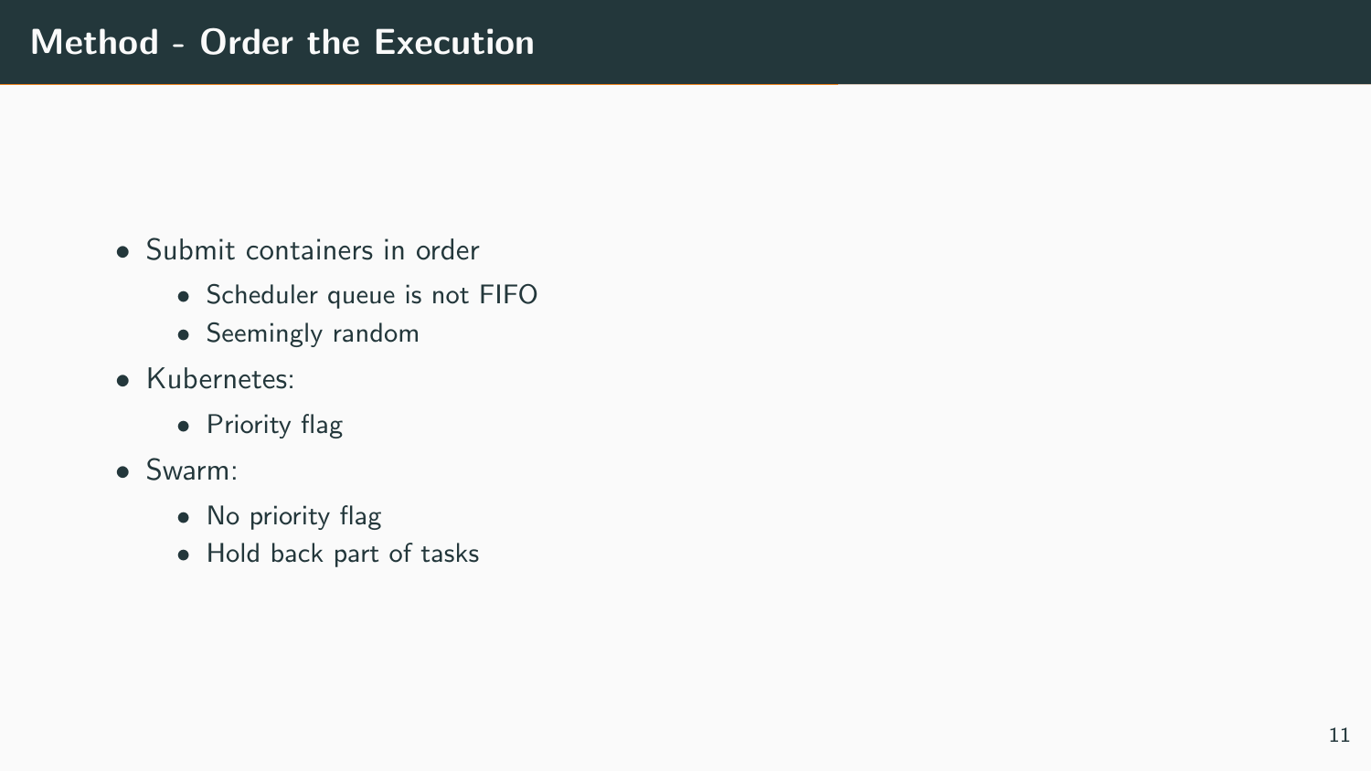# Method - Order the Execution

- Submit containers in order
  - Scheduler queue is not FIFO
  - Seemingly random
- Kubernetes:
  - Priority flag
- Swarm:
  - No priority flag
  - Hold back part of tasks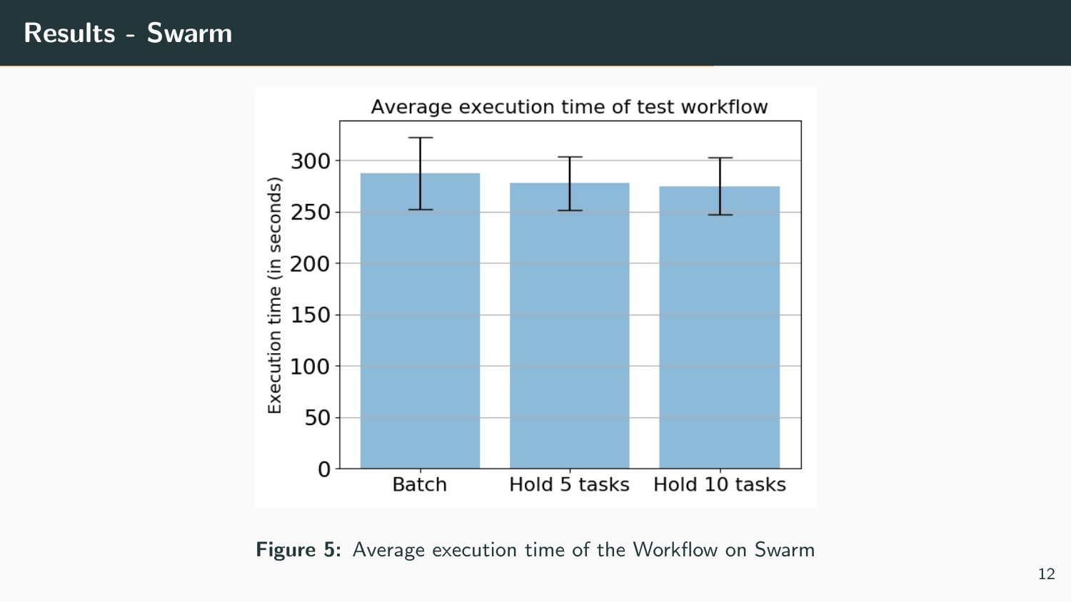# Results - Swarm

**Figure 5:** Average execution time of the Workflow on Swarm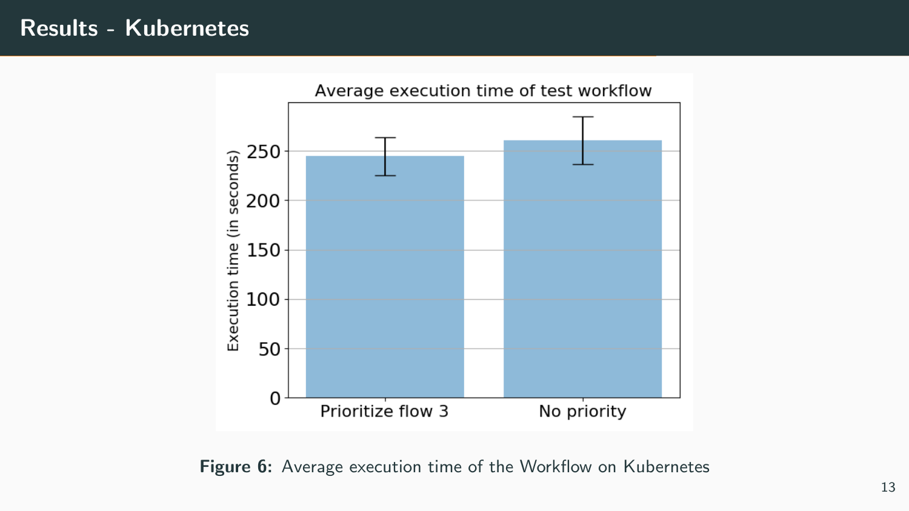# Results - Kubernetes

Figure 6: Average execution time of the Workflow on Kubernetes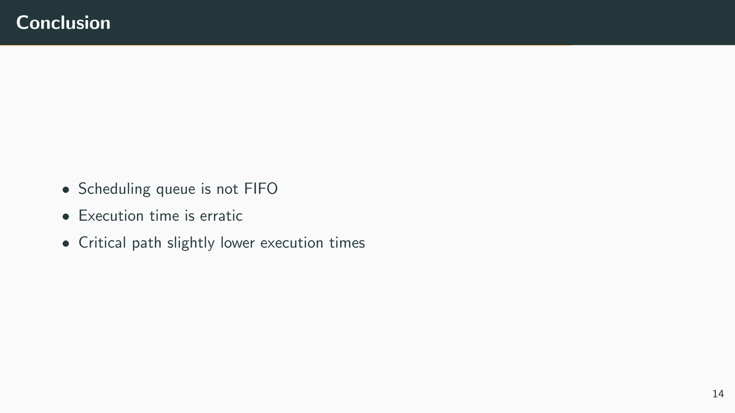# Conclusion

- Scheduling queue is not FIFO
- Execution time is erratic
- Critical path slightly lower execution times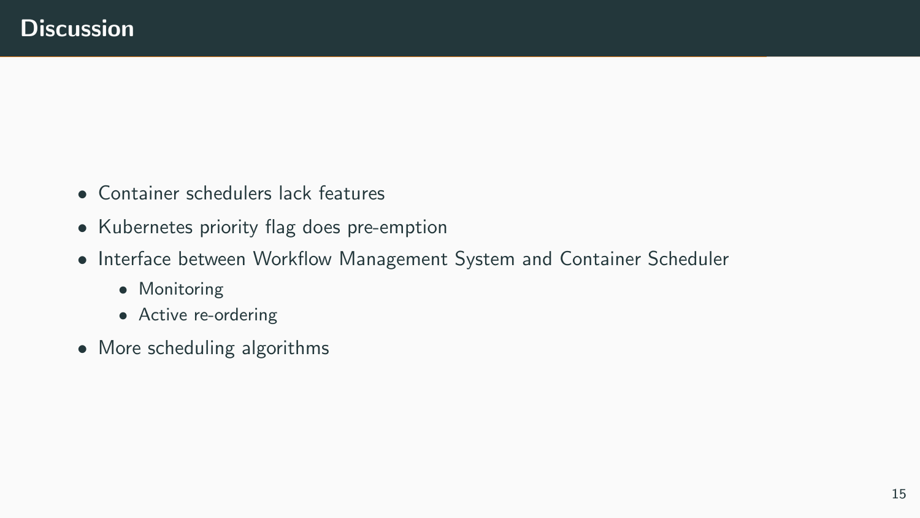# Discussion

- Container schedulers lack features
- Kubernetes priority flag does pre-emption
- Interface between Workflow Management System and Container Scheduler
  - Monitoring
  - Active re-ordering
- More scheduling algorithms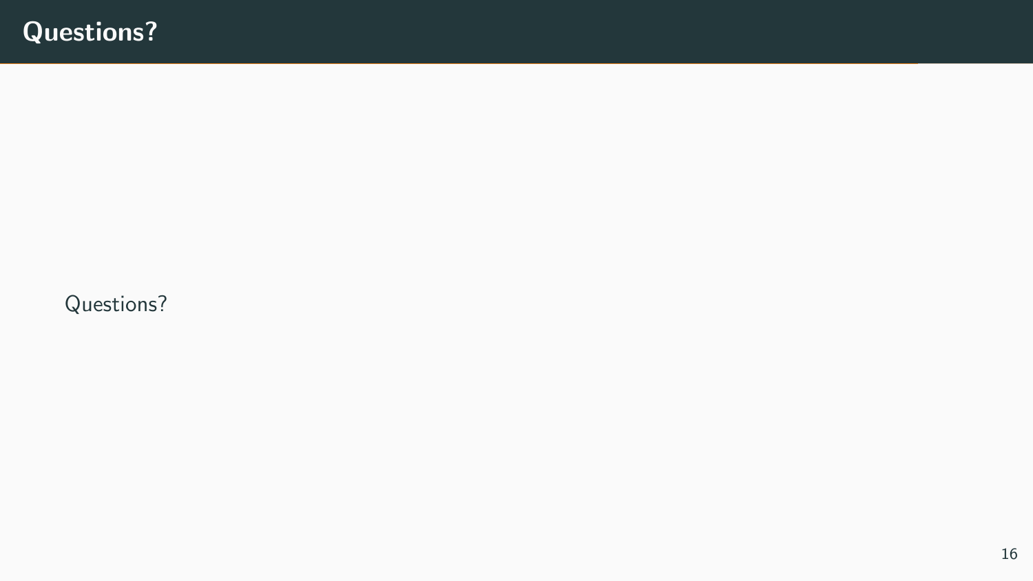# Questions?

Questions?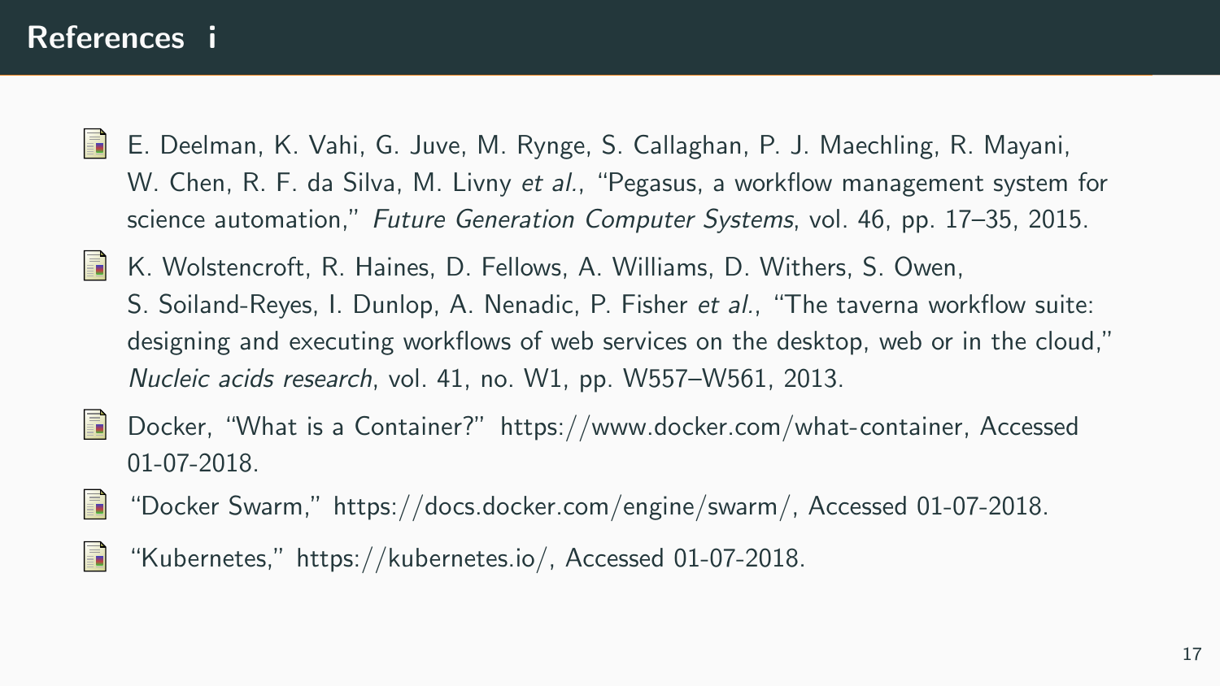# References i

- E. Deelman, K. Vahi, G. Juve, M. Rynge, S. Callaghan, P. J. Maechling, R. Mayani, W. Chen, R. F. da Silva, M. Livny *et al.*, "Pegasus, a workflow management system for science automation," *Future Generation Computer Systems*, vol. 46, pp. 17–35, 2015.
- K. Wolstencroft, R. Haines, D. Fellows, A. Williams, D. Withers, S. Owen, S. Soiland-Reyes, I. Dunlop, A. Nenadic, P. Fisher *et al.*, "The taverna workflow suite: designing and executing workflows of web services on the desktop, web or in the cloud," *Nucleic acids research*, vol. 41, no. W1, pp. W557–W561, 2013.
- Docker, "What is a Container?" https://www.docker.com/what-container, Accessed 01-07-2018.
- "Docker Swarm," https://docs.docker.com/engine/swarm/, Accessed 01-07-2018.
- "Kubernetes," https://kubernetes.io/, Accessed 01-07-2018.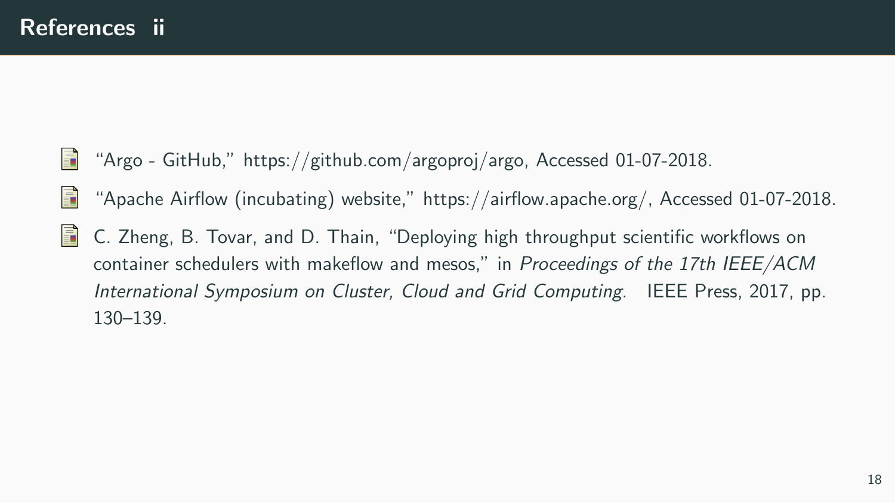# References ii

- "Argo - GitHub," https://github.com/argoproj/argo, Accessed 01-07-2018.
- "Apache Airflow (incubating) website," https://airflow.apache.org/, Accessed 01-07-2018.
- C. Zheng, B. Tovar, and D. Thain, "Deploying high throughput scientific workflows on container schedulers with makeflow and mesos," in *Proceedings of the 17th IEEE/ACM International Symposium on Cluster, Cloud and Grid Computing*. IEEE Press, 2017, pp. 130–139.